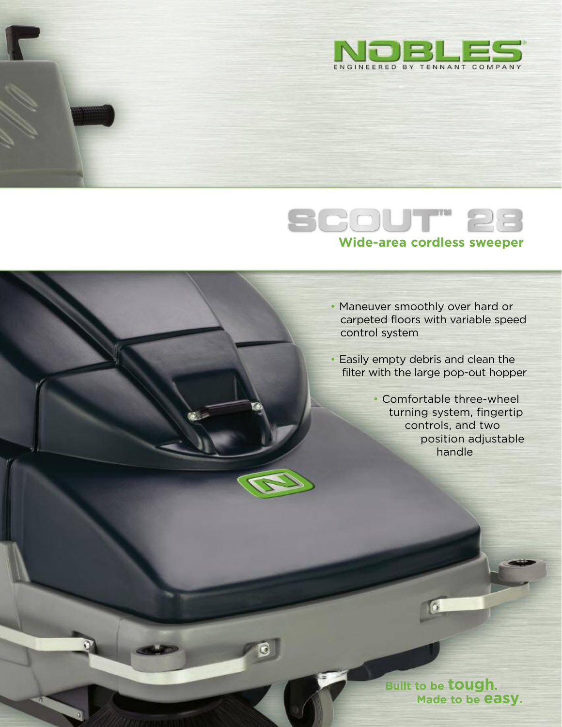NOBLES®

ENGINEERED BY TENNANT COMPANY

# SCOUT™ 28

## Wide-area cordless sweeper

- Maneuver smoothly over hard or carpeted floors with variable speed control system
- Easily empty debris and clean the filter with the large pop-out hopper
- Comfortable three-wheel turning system, fingertip controls, and two position adjustable handle

**Built to be tough.**
**Made to be easy.**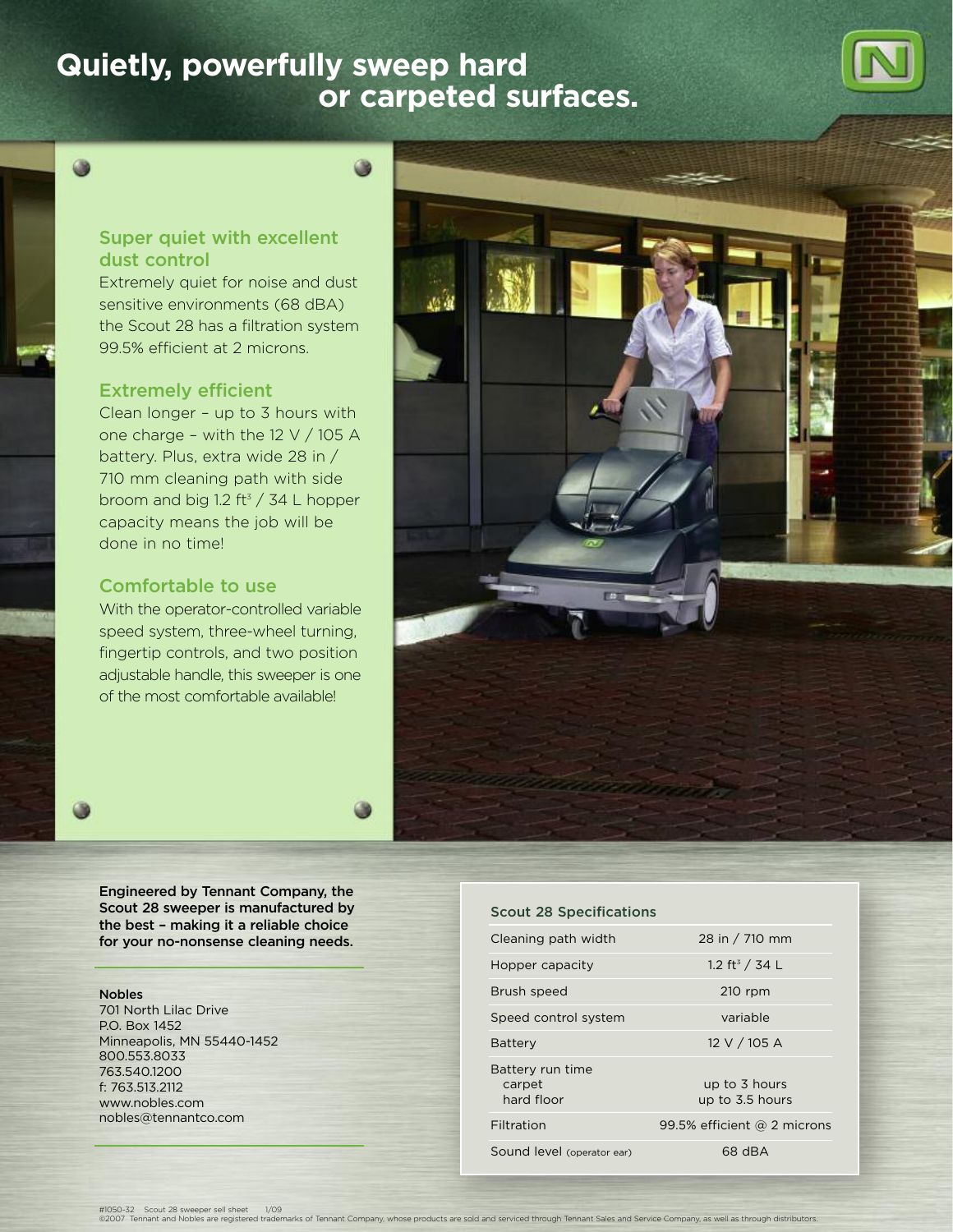# Quietly, powerfully sweep hard or carpeted surfaces.

### Super quiet with excellent dust control

Extremely quiet for noise and dust sensitive environments (68 dBA) the Scout 28 has a filtration system 99.5% efficient at 2 microns.

### Extremely efficient

Clean longer – up to 3 hours with one charge – with the 12 V / 105 A battery. Plus, extra wide 28 in / 710 mm cleaning path with side broom and big 1.2 ft³ / 34 L hopper capacity means the job will be done in no time!

### Comfortable to use

With the operator-controlled variable speed system, three-wheel turning, fingertip controls, and two position adjustable handle, this sweeper is one of the most comfortable available!

**Engineered by Tennant Company, the Scout 28 sweeper is manufactured by the best – making it a reliable choice for your no-nonsense cleaning needs.**

**Nobles**
701 North Lilac Drive
P.O. Box 1452
Minneapolis, MN 55440-1452
800.553.8033
763.540.1200
f: 763.513.2112
www.nobles.com
nobles@tennantco.com

### Scout 28 Specifications

| | |
|---|---|
| Cleaning path width | 28 in / 710 mm |
| Hopper capacity | 1.2 ft³ / 34 L |
| Brush speed | 210 rpm |
| Speed control system | variable |
| Battery | 12 V / 105 A |
| Battery run time<br>carpet<br>hard floor | <br>up to 3 hours<br>up to 3.5 hours |
| Filtration | 99.5% efficient @ 2 microns |
| Sound level (operator ear) | 68 dBA |

#1050-32 Scout 28 sweeper sell sheet 1/09
©2007 Tennant and Nobles are registered trademarks of Tennant Company, whose products are sold and serviced through Tennant Sales and Service Company, as well as through distributors.